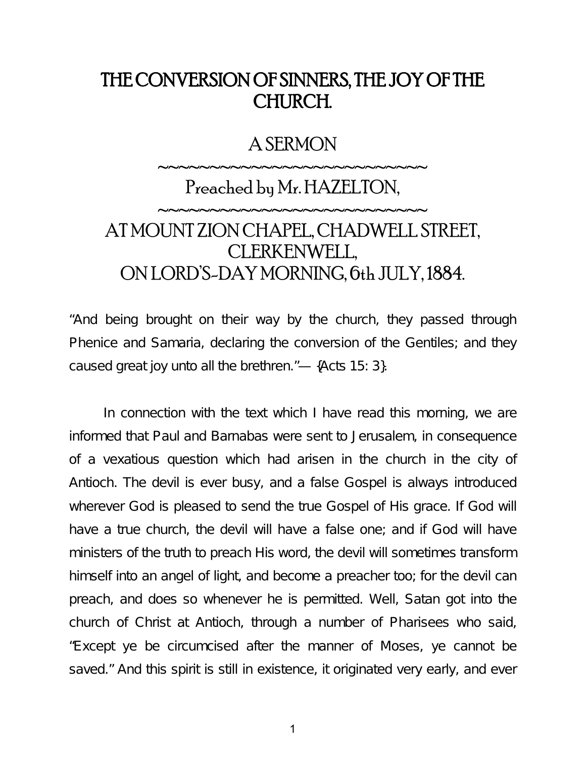# THE CONVERSION OF SINNERS, THE JOY OF THE CHURCH.

## A SERMON

~~~~~~~~~~~~~~~~~~~~~~~~~~~~

### Preached by Mr. HAZELTON,

~~~~~~~~~~~~~~~~~~~~~~~~~~~~

### AT MOUNT ZION CHAPEL, CHADWELL STREET, CLERKENWELL, ON LORD'S-DAY MORNING, 6th JULY, 1884.

"And being brought on their way by the church, they passed through Phenice and Samaria, declaring the conversion of the Gentiles; and they caused great joy unto all the brethren."— {Acts 15: 3}.

In connection with the text which I have read this morning, we are informed that Paul and Barnabas were sent to Jerusalem, in consequence of a vexatious question which had arisen in the church in the city of Antioch. The devil is ever busy, and a false Gospel is always introduced wherever God is pleased to send the true Gospel of His grace. If God will have a true church, the devil will have a false one; and if God will have ministers of the truth to preach His word, the devil will sometimes transform himself into an angel of light, and become a preacher too; for the devil can preach, and does so whenever he is permitted. Well, Satan got into the church of Christ at Antioch, through a number of Pharisees who said, "Except ye be circumcised after the manner of Moses, ye cannot be saved." And this spirit is still in existence, it originated very early, and ever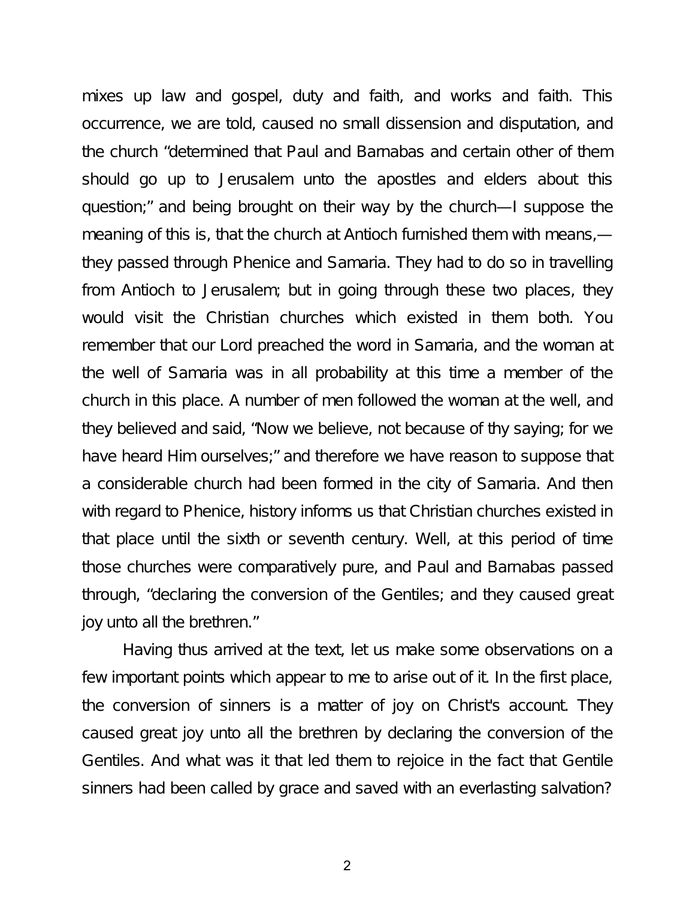mixes up law and gospel, duty and faith, and works and faith. This occurrence, we are told, caused no small dissension and disputation, and the church "determined that Paul and Barnabas and certain other of them should go up to Jerusalem unto the apostles and elders about this question;" and being brought on their way by the church—I suppose the meaning of this is, that the church at Antioch furnished them with means,—they passed through Phenice and Samaria. They had to do so in travelling from Antioch to Jerusalem; but in going through these two places, they would visit the Christian churches which existed in them both. You remember that our Lord preached the word in Samaria, and the woman at the well of Samaria was in all probability at this time a member of the church in this place. A number of men followed the woman at the well, and they believed and said, "Now we believe, not because of thy saying; for we have heard Him ourselves;" and therefore we have reason to suppose that a considerable church had been formed in the city of Samaria. And then with regard to Phenice, history informs us that Christian churches existed in that place until the sixth or seventh century. Well, at this period of time those churches were comparatively pure, and Paul and Barnabas passed through, "declaring the conversion of the Gentiles; and they caused great joy unto all the brethren."

Having thus arrived at the text, let us make some observations on a few important points which appear to me to arise out of it. In the first place, the conversion of sinners is a matter of joy on Christ's account. They caused great joy unto all the brethren by declaring the conversion of the Gentiles. And what was it that led them to rejoice in the fact that Gentile sinners had been called by grace and saved with an everlasting salvation?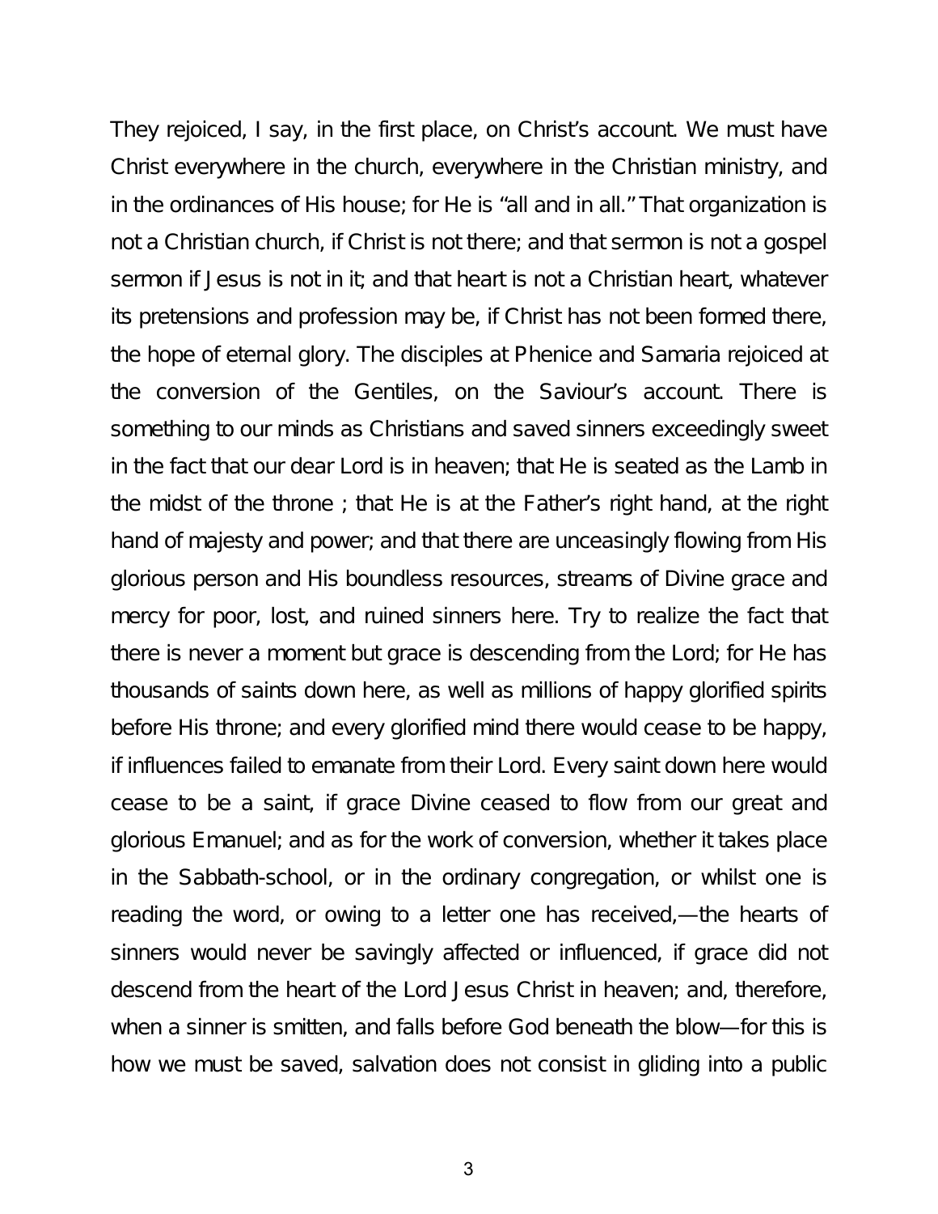They rejoiced, I say, in the first place, on Christ's account. We must have Christ everywhere in the church, everywhere in the Christian ministry, and in the ordinances of His house; for He is "all and in all." That organization is not a Christian church, if Christ is not there; and that sermon is not a gospel sermon if Jesus is not in it; and that heart is not a Christian heart, whatever its pretensions and profession may be, if Christ has not been formed there, the hope of eternal glory. The disciples at Phenice and Samaria rejoiced at the conversion of the Gentiles, on the Saviour's account. There is something to our minds as Christians and saved sinners exceedingly sweet in the fact that our dear Lord is in heaven; that He is seated as the Lamb in the midst of the throne ; that He is at the Father's right hand, at the right hand of majesty and power; and that there are unceasingly flowing from His glorious person and His boundless resources, streams of Divine grace and mercy for poor, lost, and ruined sinners here. Try to realize the fact that there is never a moment but grace is descending from the Lord; for He has thousands of saints down here, as well as millions of happy glorified spirits before His throne; and every glorified mind there would cease to be happy, if influences failed to emanate from their Lord. Every saint down here would cease to be a saint, if grace Divine ceased to flow from our great and glorious Emanuel; and as for the work of conversion, whether it takes place in the Sabbath-school, or in the ordinary congregation, or whilst one is reading the word, or owing to a letter one has received,—the hearts of sinners would never be savingly affected or influenced, if grace did not descend from the heart of the Lord Jesus Christ in heaven; and, therefore, when a sinner is smitten, and falls before God beneath the blow—for this is how we must be saved, salvation does not consist in gliding into a public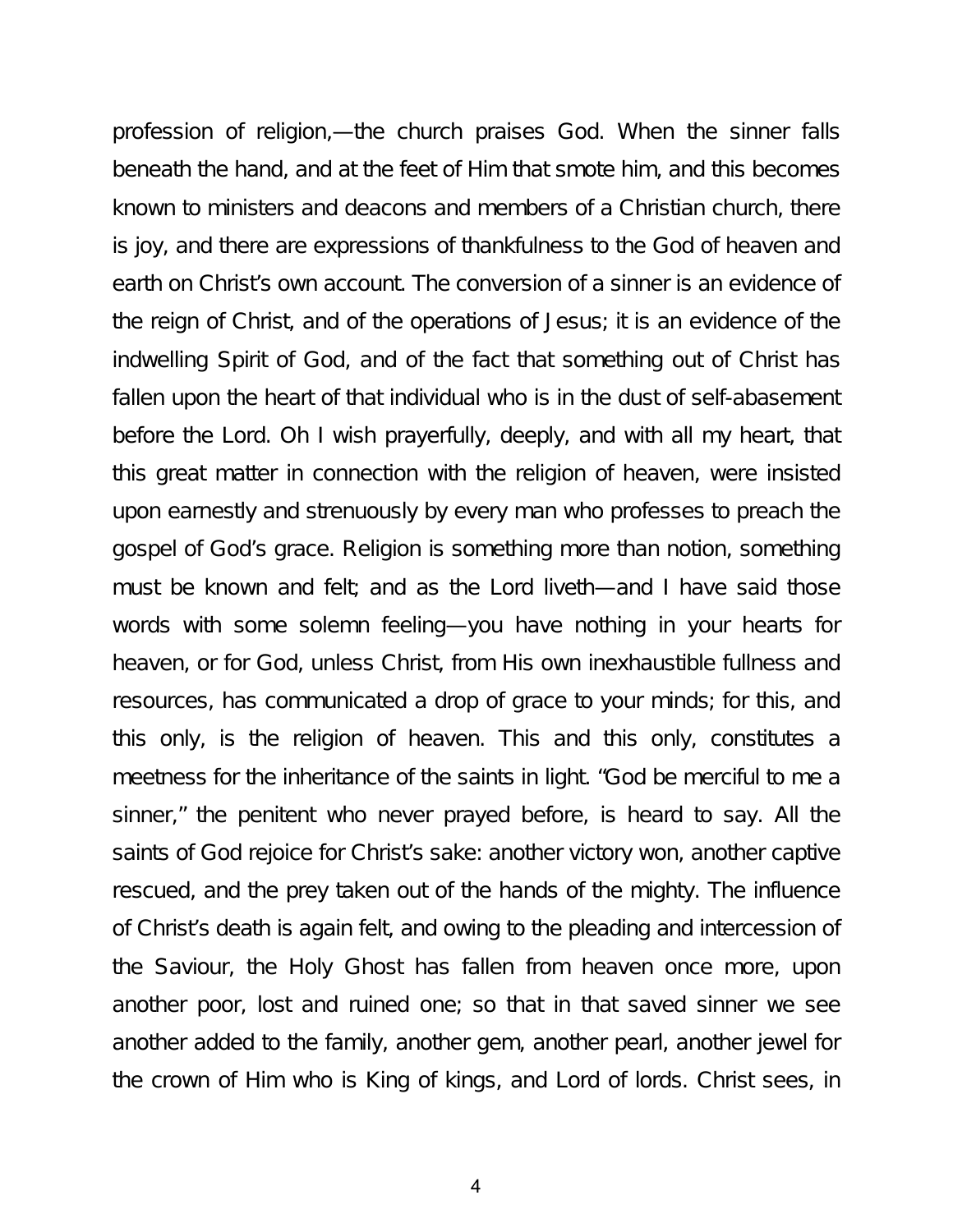profession of religion,—the church praises God. When the sinner falls beneath the hand, and at the feet of Him that smote him, and this becomes known to ministers and deacons and members of a Christian church, there is joy, and there are expressions of thankfulness to the God of heaven and earth on Christ's own account. The conversion of a sinner is an evidence of the reign of Christ, and of the operations of Jesus; it is an evidence of the indwelling Spirit of God, and of the fact that something out of Christ has fallen upon the heart of that individual who is in the dust of self-abasement before the Lord. Oh I wish prayerfully, deeply, and with all my heart, that this great matter in connection with the religion of heaven, were insisted upon earnestly and strenuously by every man who professes to preach the gospel of God's grace. Religion is something more than notion, something must be known and felt; and as the Lord liveth—and I have said those words with some solemn feeling—you have nothing in your hearts for heaven, or for God, unless Christ, from His own inexhaustible fullness and resources, has communicated a drop of grace to your minds; for this, and this only, is the religion of heaven. This and this only, constitutes a meetness for the inheritance of the saints in light. "God be merciful to me a sinner," the penitent who never prayed before, is heard to say. All the saints of God rejoice for Christ's sake: another victory won, another captive rescued, and the prey taken out of the hands of the mighty. The influence of Christ's death is again felt, and owing to the pleading and intercession of the Saviour, the Holy Ghost has fallen from heaven once more, upon another poor, lost and ruined one; so that in that saved sinner we see another added to the family, another gem, another pearl, another jewel for the crown of Him who is King of kings, and Lord of lords. Christ sees, in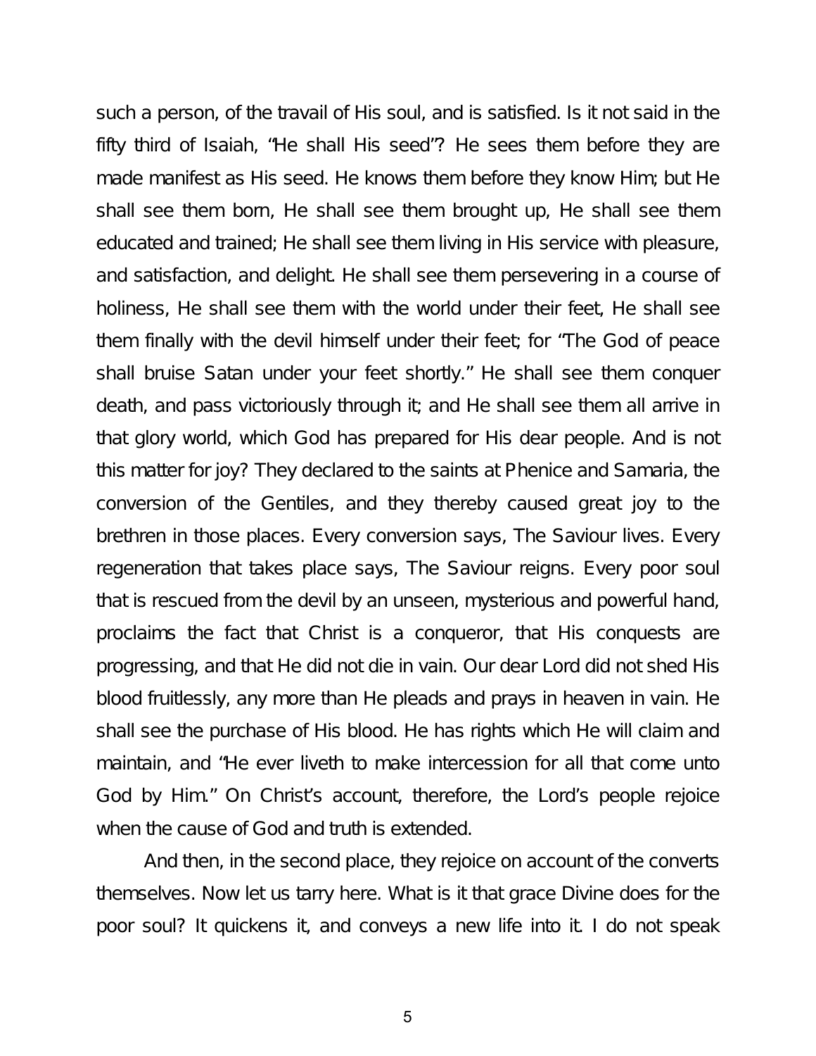such a person, of the travail of His soul, and is satisfied. Is it not said in the fifty third of Isaiah, "He shall His seed"? He sees them before they are made manifest as His seed. He knows them before they know Him; but He shall see them born, He shall see them brought up, He shall see them educated and trained; He shall see them living in His service with pleasure, and satisfaction, and delight. He shall see them persevering in a course of holiness, He shall see them with the world under their feet, He shall see them finally with the devil himself under their feet; for "The God of peace shall bruise Satan under your feet shortly." He shall see them conquer death, and pass victoriously through it; and He shall see them all arrive in that glory world, which God has prepared for His dear people. And is not this matter for joy? They declared to the saints at Phenice and Samaria, the conversion of the Gentiles, and they thereby caused great joy to the brethren in those places. Every conversion says, The Saviour lives. Every regeneration that takes place says, The Saviour reigns. Every poor soul that is rescued from the devil by an unseen, mysterious and powerful hand, proclaims the fact that Christ is a conqueror, that His conquests are progressing, and that He did not die in vain. Our dear Lord did not shed His blood fruitlessly, any more than He pleads and prays in heaven in vain. He shall see the purchase of His blood. He has rights which He will claim and maintain, and "He ever liveth to make intercession for all that come unto God by Him." On Christ's account, therefore, the Lord's people rejoice when the cause of God and truth is extended.

And then, in the second place, they rejoice on account of the converts themselves. Now let us tarry here. What is it that grace Divine does for the poor soul? It quickens it, and conveys a new life into it. I do not speak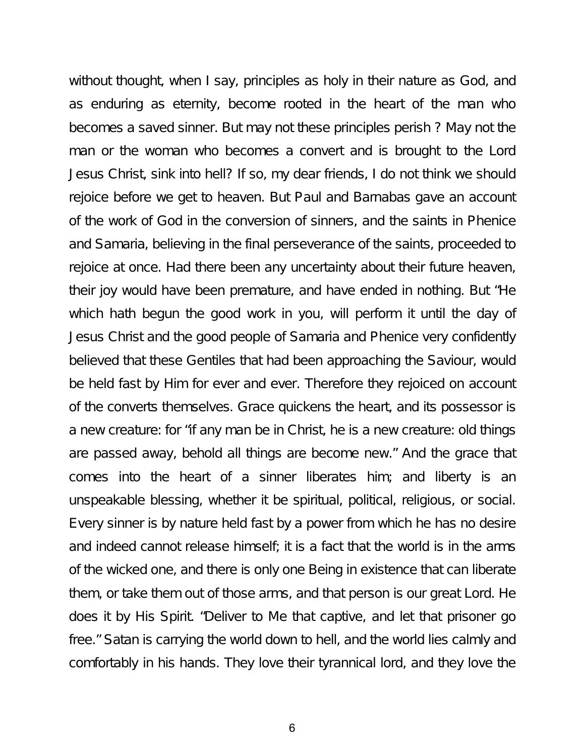without thought, when I say, principles as holy in their nature as God, and as enduring as eternity, become rooted in the heart of the man who becomes a saved sinner. But may not these principles perish ? May not the man or the woman who becomes a convert and is brought to the Lord Jesus Christ, sink into hell? If so, my dear friends, I do not think we should rejoice before we get to heaven. But Paul and Barnabas gave an account of the work of God in the conversion of sinners, and the saints in Phenice and Samaria, believing in the final perseverance of the saints, proceeded to rejoice at once. Had there been any uncertainty about their future heaven, their joy would have been premature, and have ended in nothing. But "He which hath begun the good work in you, will perform it until the day of Jesus Christ and the good people of Samaria and Phenice very confidently believed that these Gentiles that had been approaching the Saviour, would be held fast by Him for ever and ever. Therefore they rejoiced on account of the converts themselves. Grace quickens the heart, and its possessor is a new creature: for "if any man be in Christ, he is a new creature: old things are passed away, behold all things are become new." And the grace that comes into the heart of a sinner liberates him; and liberty is an unspeakable blessing, whether it be spiritual, political, religious, or social. Every sinner is by nature held fast by a power from which he has no desire and indeed cannot release himself; it is a fact that the world is in the arms of the wicked one, and there is only one Being in existence that can liberate them, or take them out of those arms, and that person is our great Lord. He does it by His Spirit. "Deliver to Me that captive, and let that prisoner go free." Satan is carrying the world down to hell, and the world lies calmly and comfortably in his hands. They love their tyrannical lord, and they love the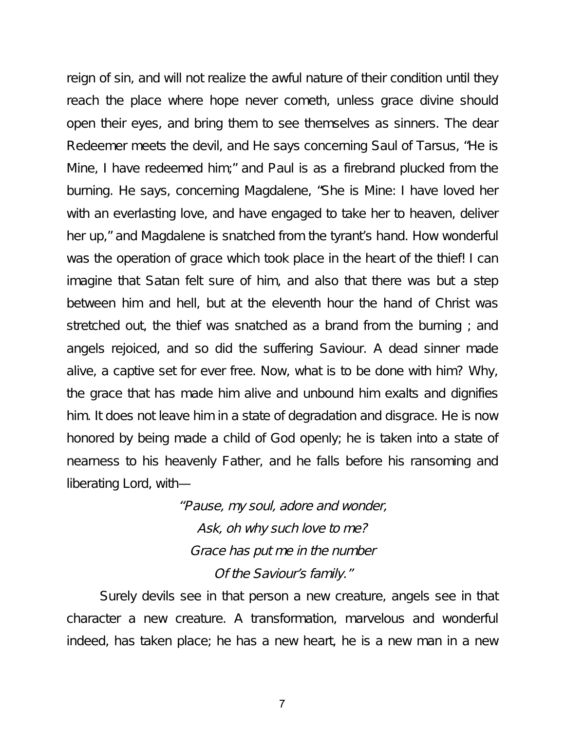reign of sin, and will not realize the awful nature of their condition until they reach the place where hope never cometh, unless grace divine should open their eyes, and bring them to see themselves as sinners. The dear Redeemer meets the devil, and He says concerning Saul of Tarsus, "He is Mine, I have redeemed him;" and Paul is as a firebrand plucked from the burning. He says, concerning Magdalene, "She is Mine: I have loved her with an everlasting love, and have engaged to take her to heaven, deliver her up," and Magdalene is snatched from the tyrant's hand. How wonderful was the operation of grace which took place in the heart of the thief! I can imagine that Satan felt sure of him, and also that there was but a step between him and hell, but at the eleventh hour the hand of Christ was stretched out, the thief was snatched as a brand from the burning ; and angels rejoiced, and so did the suffering Saviour. A dead sinner made alive, a captive set for ever free. Now, what is to be done with him? Why, the grace that has made him alive and unbound him exalts and dignifies him. It does not leave him in a state of degradation and disgrace. He is now honored by being made a child of God openly; he is taken into a state of nearness to his heavenly Father, and he falls before his ransoming and liberating Lord, with—

*"Pause, my soul, adore and wonder,*
*Ask, oh why such love to me?*
*Grace has put me in the number*
*Of the Saviour's family."*

Surely devils see in that person a new creature, angels see in that character a new creature. A transformation, marvelous and wonderful indeed, has taken place; he has a new heart, he is a new man in a new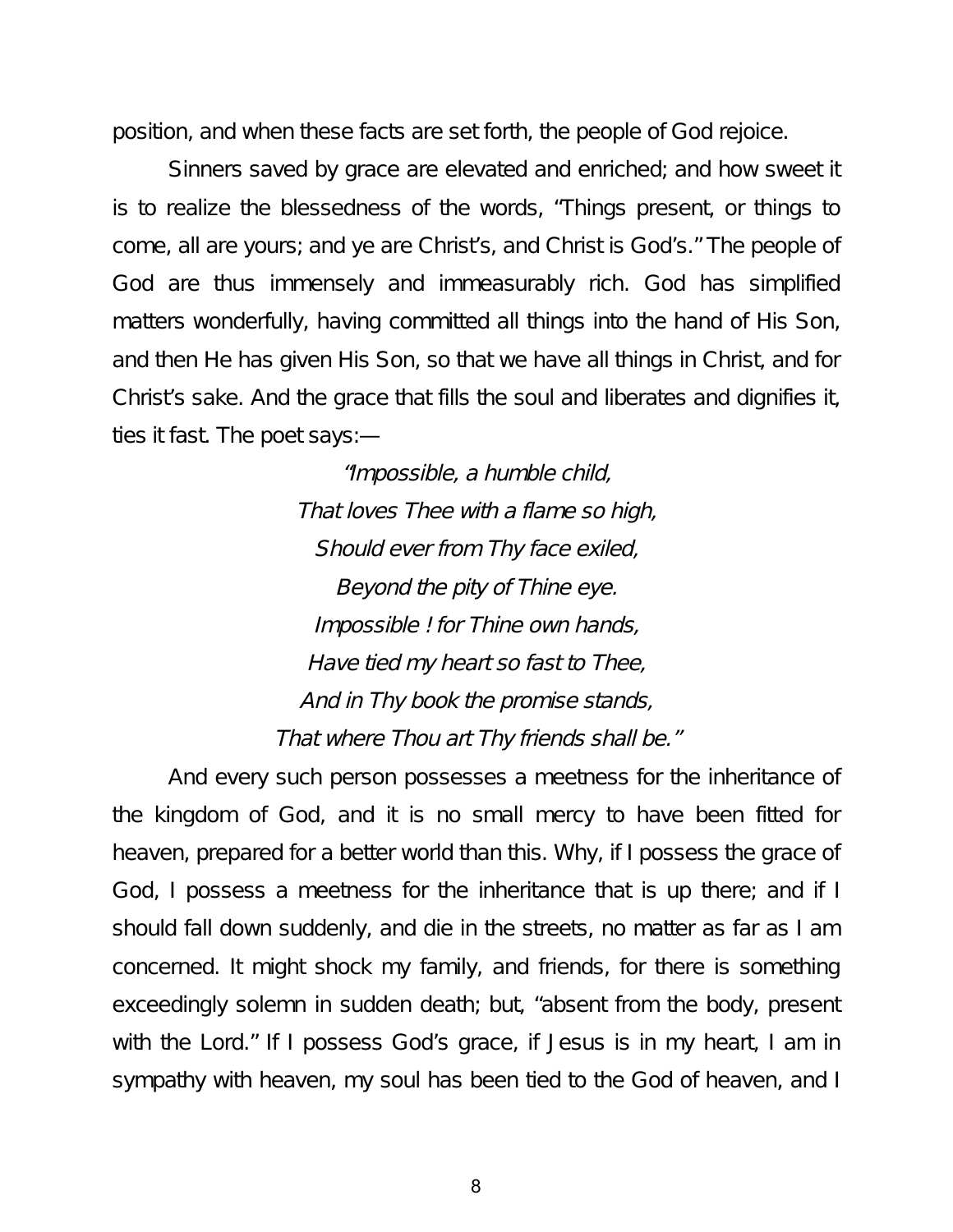position, and when these facts are set forth, the people of God rejoice.

Sinners saved by grace are elevated and enriched; and how sweet it is to realize the blessedness of the words, "Things present, or things to come, all are yours; and ye are Christ's, and Christ is God's." The people of God are thus immensely and immeasurably rich. God has simplified matters wonderfully, having committed all things into the hand of His Son, and then He has given His Son, so that we have all things in Christ, and for Christ's sake. And the grace that fills the soul and liberates and dignifies it, ties it fast. The poet says:—

*"Impossible, a humble child,*  
*That loves Thee with a flame so high,*  
*Should ever from Thy face exiled,*  
*Beyond the pity of Thine eye.*  
*Impossible ! for Thine own hands,*  
*Have tied my heart so fast to Thee,*  
*And in Thy book the promise stands,*  
*That where Thou art Thy friends shall be."*

And every such person possesses a meetness for the inheritance of the kingdom of God, and it is no small mercy to have been fitted for heaven, prepared for a better world than this. Why, if I possess the grace of God, I possess a meetness for the inheritance that is up there; and if I should fall down suddenly, and die in the streets, no matter as far as I am concerned. It might shock my family, and friends, for there is something exceedingly solemn in sudden death; but, "absent from the body, present with the Lord." If I possess God's grace, if Jesus is in my heart, I am in sympathy with heaven, my soul has been tied to the God of heaven, and I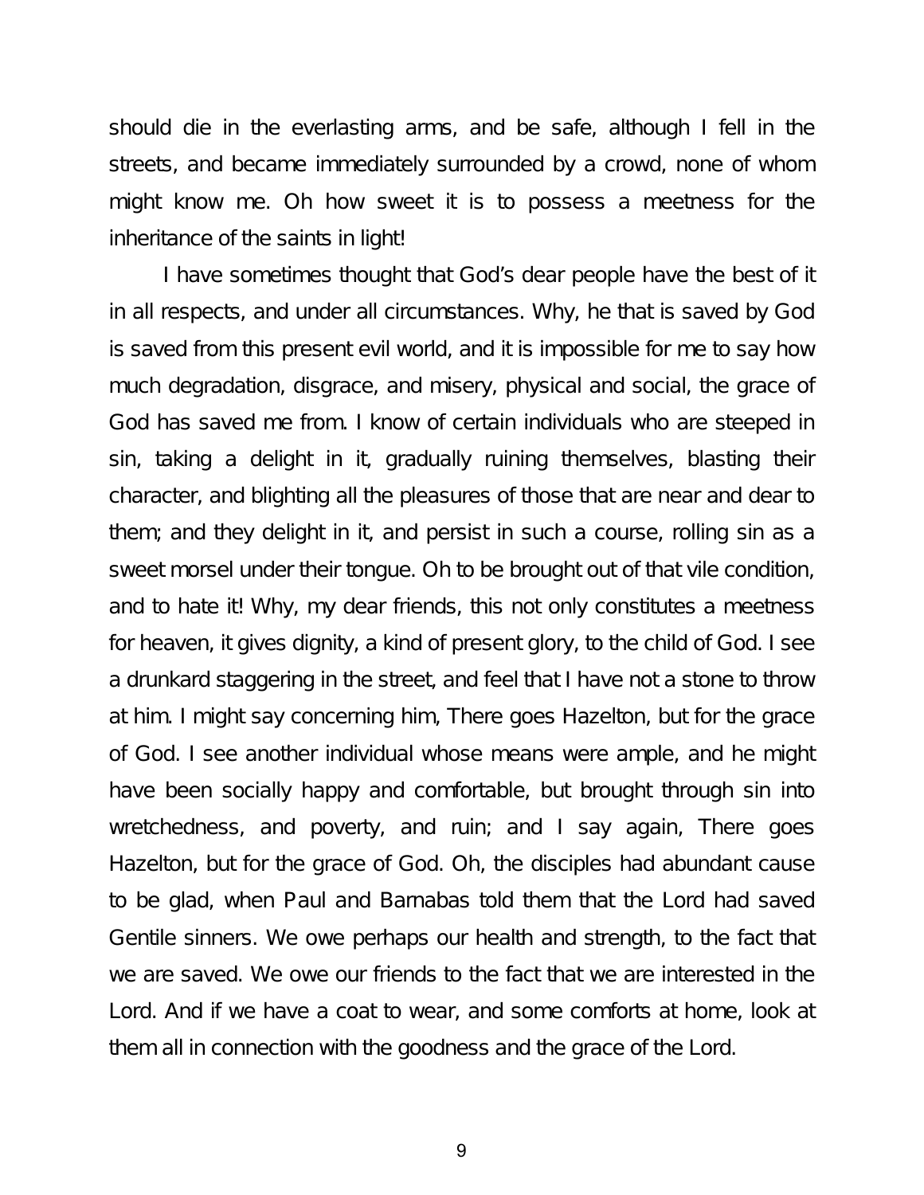should die in the everlasting arms, and be safe, although I fell in the streets, and became immediately surrounded by a crowd, none of whom might know me. Oh how sweet it is to possess a meetness for the inheritance of the saints in light!

I have sometimes thought that God's dear people have the best of it in all respects, and under all circumstances. Why, he that is saved by God is saved from this present evil world, and it is impossible for me to say how much degradation, disgrace, and misery, physical and social, the grace of God has saved me from. I know of certain individuals who are steeped in sin, taking a delight in it, gradually ruining themselves, blasting their character, and blighting all the pleasures of those that are near and dear to them; and they delight in it, and persist in such a course, rolling sin as a sweet morsel under their tongue. Oh to be brought out of that vile condition, and to hate it! Why, my dear friends, this not only constitutes a meetness for heaven, it gives dignity, a kind of present glory, to the child of God. I see a drunkard staggering in the street, and feel that I have not a stone to throw at him. I might say concerning him, There goes Hazelton, but for the grace of God. I see another individual whose means were ample, and he might have been socially happy and comfortable, but brought through sin into wretchedness, and poverty, and ruin; and I say again, There goes Hazelton, but for the grace of God. Oh, the disciples had abundant cause to be glad, when Paul and Barnabas told them that the Lord had saved Gentile sinners. We owe perhaps our health and strength, to the fact that we are saved. We owe our friends to the fact that we are interested in the Lord. And if we have a coat to wear, and some comforts at home, look at them all in connection with the goodness and the grace of the Lord.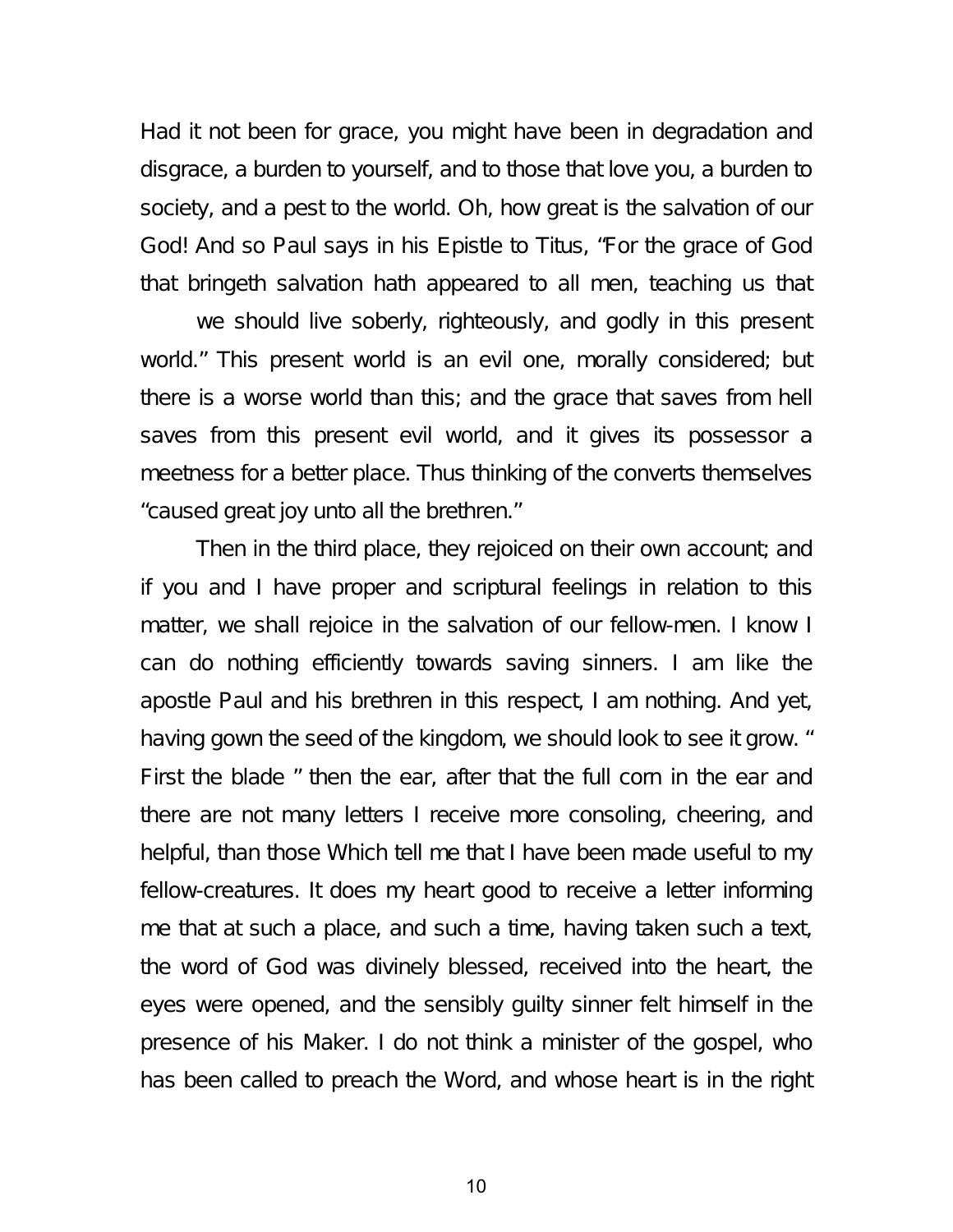Had it not been for grace, you might have been in degradation and disgrace, a burden to yourself, and to those that love you, a burden to society, and a pest to the world. Oh, how great is the salvation of our God! And so Paul says in his Epistle to Titus, "For the grace of God that bringeth salvation hath appeared to all men, teaching us that

we should live soberly, righteously, and godly in this present world." This present world is an evil one, morally considered; but there is a worse world than this; and the grace that saves from hell saves from this present evil world, and it gives its possessor a meetness for a better place. Thus thinking of the converts themselves "caused great joy unto all the brethren."

Then in the third place, they rejoiced on their own account; and if you and I have proper and scriptural feelings in relation to this matter, we shall rejoice in the salvation of our fellow-men. I know I can do nothing efficiently towards saving sinners. I am like the apostle Paul and his brethren in this respect, I am nothing. And yet, having gown the seed of the kingdom, we should look to see it grow. " First the blade " then the ear, after that the full corn in the ear and there are not many letters I receive more consoling, cheering, and helpful, than those Which tell me that I have been made useful to my fellow-creatures. It does my heart good to receive a letter informing me that at such a place, and such a time, having taken such a text, the word of God was divinely blessed, received into the heart, the eyes were opened, and the sensibly guilty sinner felt himself in the presence of his Maker. I do not think a minister of the gospel, who has been called to preach the Word, and whose heart is in the right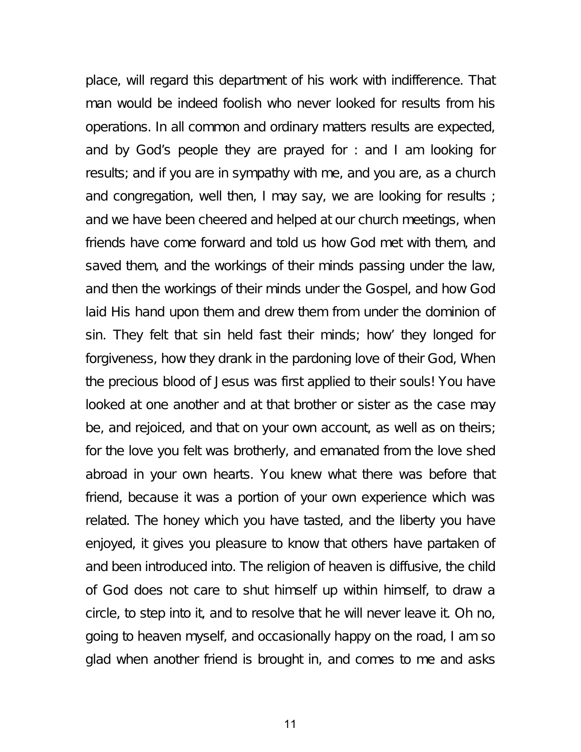place, will regard this department of his work with indifference. That man would be indeed foolish who never looked for results from his operations. In all common and ordinary matters results are expected, and by God's people they are prayed for : and I am looking for results; and if you are in sympathy with me, and you are, as a church and congregation, well then, I may say, we are looking for results ; and we have been cheered and helped at our church meetings, when friends have come forward and told us how God met with them, and saved them, and the workings of their minds passing under the law, and then the workings of their minds under the Gospel, and how God laid His hand upon them and drew them from under the dominion of sin. They felt that sin held fast their minds; how' they longed for forgiveness, how they drank in the pardoning love of their God, When the precious blood of Jesus was first applied to their souls! You have looked at one another and at that brother or sister as the case may be, and rejoiced, and that on your own account, as well as on theirs; for the love you felt was brotherly, and emanated from the love shed abroad in your own hearts. You knew what there was before that friend, because it was a portion of your own experience which was related. The honey which you have tasted, and the liberty you have enjoyed, it gives you pleasure to know that others have partaken of and been introduced into. The religion of heaven is diffusive, the child of God does not care to shut himself up within himself, to draw a circle, to step into it, and to resolve that he will never leave it. Oh no, going to heaven myself, and occasionally happy on the road, I am so glad when another friend is brought in, and comes to me and asks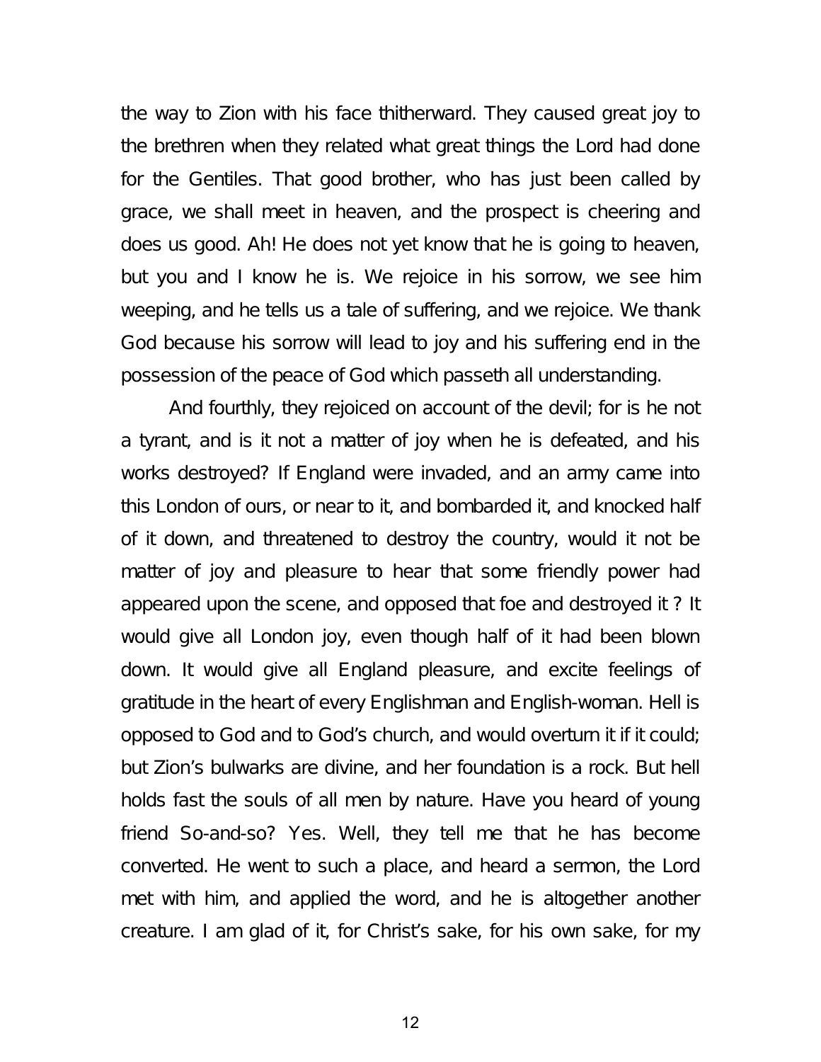the way to Zion with his face thitherward. They caused great joy to the brethren when they related what great things the Lord had done for the Gentiles. That good brother, who has just been called by grace, we shall meet in heaven, and the prospect is cheering and does us good. Ah! He does not yet know that he is going to heaven, but you and I know he is. We rejoice in his sorrow, we see him weeping, and he tells us a tale of suffering, and we rejoice. We thank God because his sorrow will lead to joy and his suffering end in the possession of the peace of God which passeth all understanding.

And fourthly, they rejoiced on account of the devil; for is he not a tyrant, and is it not a matter of joy when he is defeated, and his works destroyed? If England were invaded, and an army came into this London of ours, or near to it, and bombarded it, and knocked half of it down, and threatened to destroy the country, would it not be matter of joy and pleasure to hear that some friendly power had appeared upon the scene, and opposed that foe and destroyed it ? It would give all London joy, even though half of it had been blown down. It would give all England pleasure, and excite feelings of gratitude in the heart of every Englishman and English-woman. Hell is opposed to God and to God's church, and would overturn it if it could; but Zion's bulwarks are divine, and her foundation is a rock. But hell holds fast the souls of all men by nature. Have you heard of young friend So-and-so? Yes. Well, they tell me that he has become converted. He went to such a place, and heard a sermon, the Lord met with him, and applied the word, and he is altogether another creature. I am glad of it, for Christ's sake, for his own sake, for my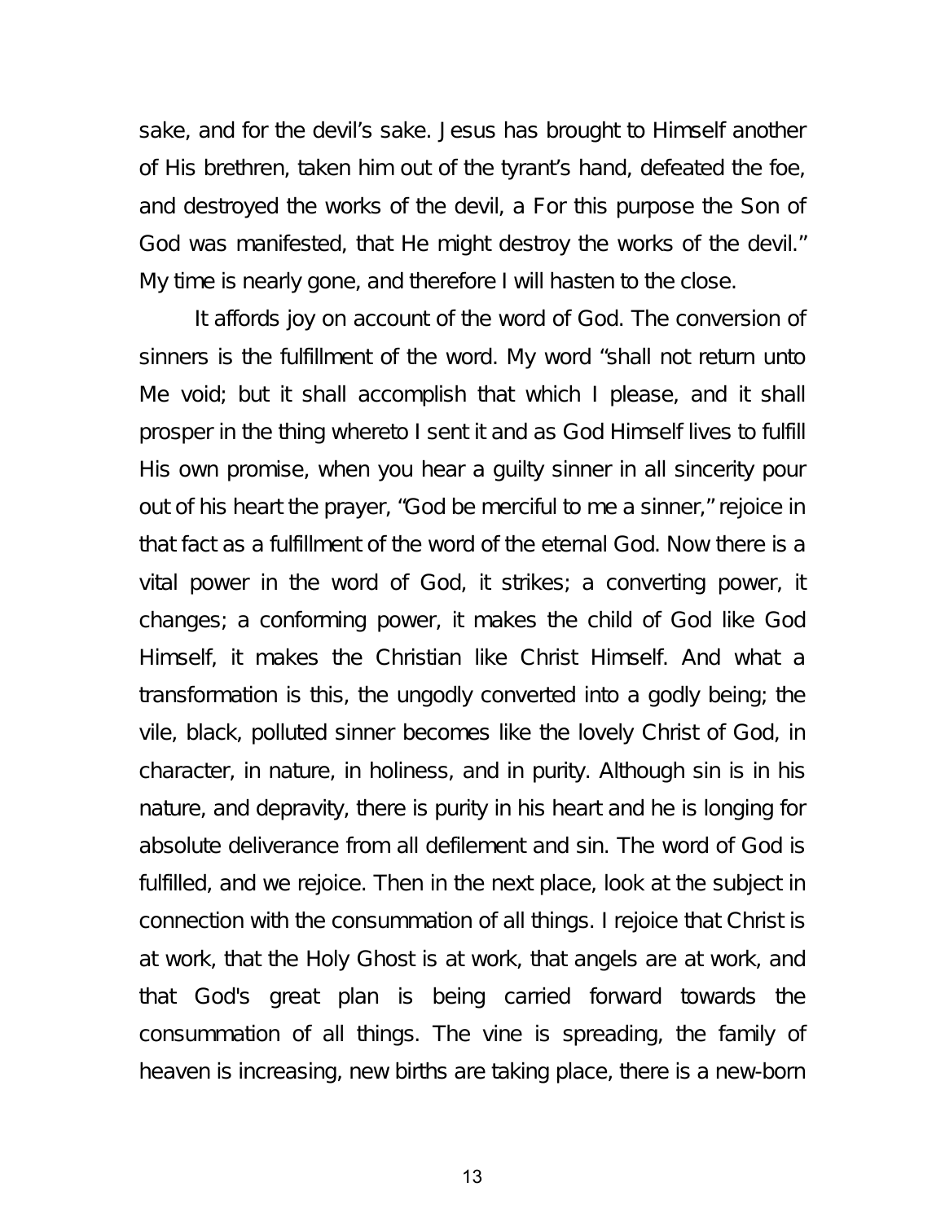sake, and for the devil's sake. Jesus has brought to Himself another of His brethren, taken him out of the tyrant's hand, defeated the foe, and destroyed the works of the devil, a For this purpose the Son of God was manifested, that He might destroy the works of the devil." My time is nearly gone, and therefore I will hasten to the close.

It affords joy on account of the word of God. The conversion of sinners is the fulfillment of the word. My word "shall not return unto Me void; but it shall accomplish that which I please, and it shall prosper in the thing whereto I sent it and as God Himself lives to fulfill His own promise, when you hear a guilty sinner in all sincerity pour out of his heart the prayer, "God be merciful to me a sinner," rejoice in that fact as a fulfillment of the word of the eternal God. Now there is a vital power in the word of God, it strikes; a converting power, it changes; a conforming power, it makes the child of God like God Himself, it makes the Christian like Christ Himself. And what a transformation is this, the ungodly converted into a godly being; the vile, black, polluted sinner becomes like the lovely Christ of God, in character, in nature, in holiness, and in purity. Although sin is in his nature, and depravity, there is purity in his heart and he is longing for absolute deliverance from all defilement and sin. The word of God is fulfilled, and we rejoice. Then in the next place, look at the subject in connection with the consummation of all things. I rejoice that Christ is at work, that the Holy Ghost is at work, that angels are at work, and that God's great plan is being carried forward towards the consummation of all things. The vine is spreading, the family of heaven is increasing, new births are taking place, there is a new-born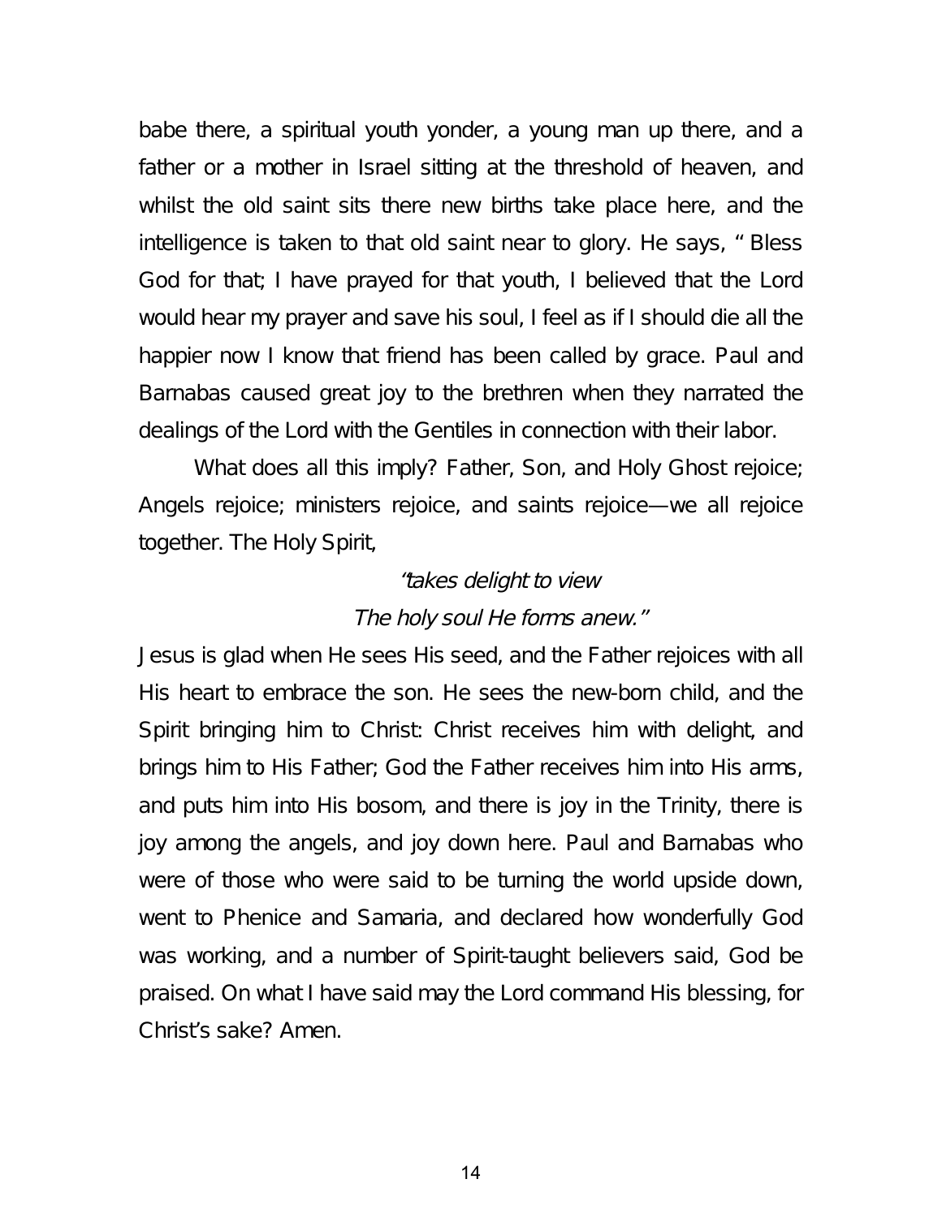babe there, a spiritual youth yonder, a young man up there, and a father or a mother in Israel sitting at the threshold of heaven, and whilst the old saint sits there new births take place here, and the intelligence is taken to that old saint near to glory. He says, " Bless God for that; I have prayed for that youth, I believed that the Lord would hear my prayer and save his soul, I feel as if I should die all the happier now I know that friend has been called by grace. Paul and Barnabas caused great joy to the brethren when they narrated the dealings of the Lord with the Gentiles in connection with their labor.

What does all this imply? Father, Son, and Holy Ghost rejoice; Angels rejoice; ministers rejoice, and saints rejoice—we all rejoice together. The Holy Spirit,

*"takes delight to view*
*The holy soul He forms anew."*

Jesus is glad when He sees His seed, and the Father rejoices with all His heart to embrace the son. He sees the new-born child, and the Spirit bringing him to Christ: Christ receives him with delight, and brings him to His Father; God the Father receives him into His arms, and puts him into His bosom, and there is joy in the Trinity, there is joy among the angels, and joy down here. Paul and Barnabas who were of those who were said to be turning the world upside down, went to Phenice and Samaria, and declared how wonderfully God was working, and a number of Spirit-taught believers said, God be praised. On what I have said may the Lord command His blessing, for Christ's sake? Amen.